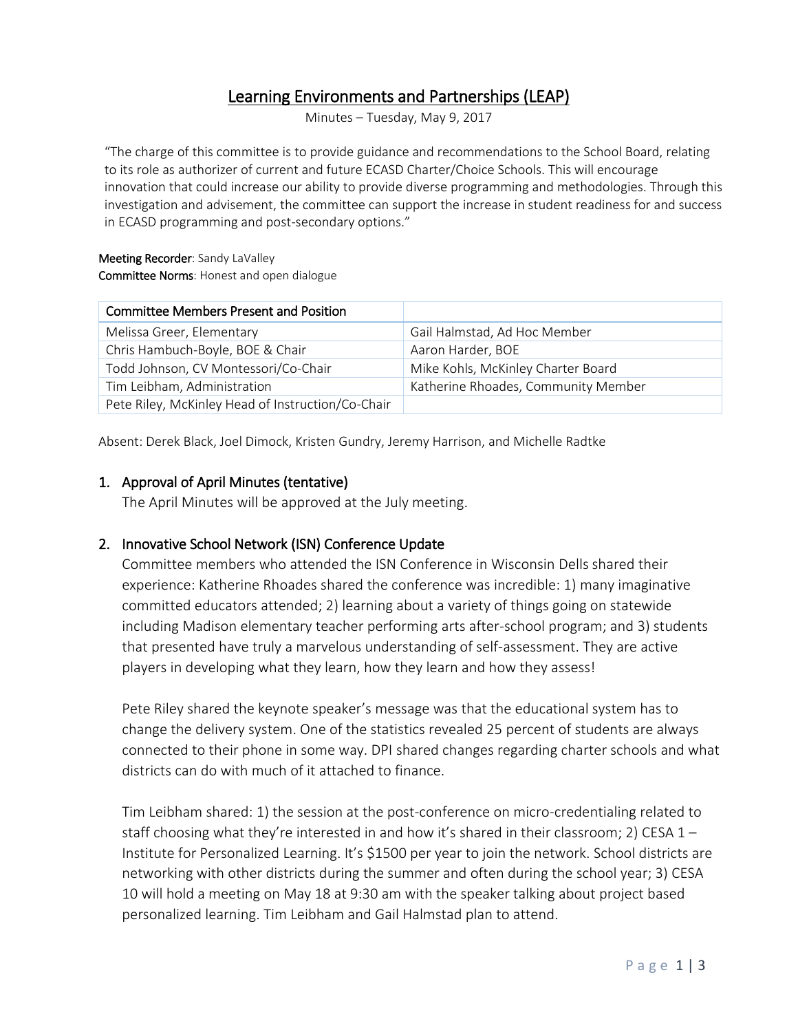# Learning Environments and Partnerships (LEAP)

Minutes – Tuesday, May 9, 2017

"The charge of this committee is to provide guidance and recommendations to the School Board, relating to its role as authorizer of current and future ECASD Charter/Choice Schools. This will encourage innovation that could increase our ability to provide diverse programming and methodologies. Through this investigation and advisement, the committee can support the increase in student readiness for and success in ECASD programming and post-secondary options."

**Meeting Recorder**: Sandy LaValley
**Committee Norms**: Honest and open dialogue

| Committee Members Present and Position | |
|---|---|
| Melissa Greer, Elementary | Gail Halmstad, Ad Hoc Member |
| Chris Hambuch-Boyle, BOE & Chair | Aaron Harder, BOE |
| Todd Johnson, CV Montessori/Co-Chair | Mike Kohls, McKinley Charter Board |
| Tim Leibham, Administration | Katherine Rhoades, Community Member |
| Pete Riley, McKinley Head of Instruction/Co-Chair | |

Absent: Derek Black, Joel Dimock, Kristen Gundry, Jeremy Harrison, and Michelle Radtke

## 1. Approval of April Minutes (tentative)

The April Minutes will be approved at the July meeting.

## 2. Innovative School Network (ISN) Conference Update

Committee members who attended the ISN Conference in Wisconsin Dells shared their experience: Katherine Rhoades shared the conference was incredible: 1) many imaginative committed educators attended; 2) learning about a variety of things going on statewide including Madison elementary teacher performing arts after-school program; and 3) students that presented have truly a marvelous understanding of self-assessment. They are active players in developing what they learn, how they learn and how they assess!

Pete Riley shared the keynote speaker's message was that the educational system has to change the delivery system. One of the statistics revealed 25 percent of students are always connected to their phone in some way. DPI shared changes regarding charter schools and what districts can do with much of it attached to finance.

Tim Leibham shared: 1) the session at the post-conference on micro-credentialing related to staff choosing what they're interested in and how it's shared in their classroom; 2) CESA 1 – Institute for Personalized Learning. It's $1500 per year to join the network. School districts are networking with other districts during the summer and often during the school year; 3) CESA 10 will hold a meeting on May 18 at 9:30 am with the speaker talking about project based personalized learning. Tim Leibham and Gail Halmstad plan to attend.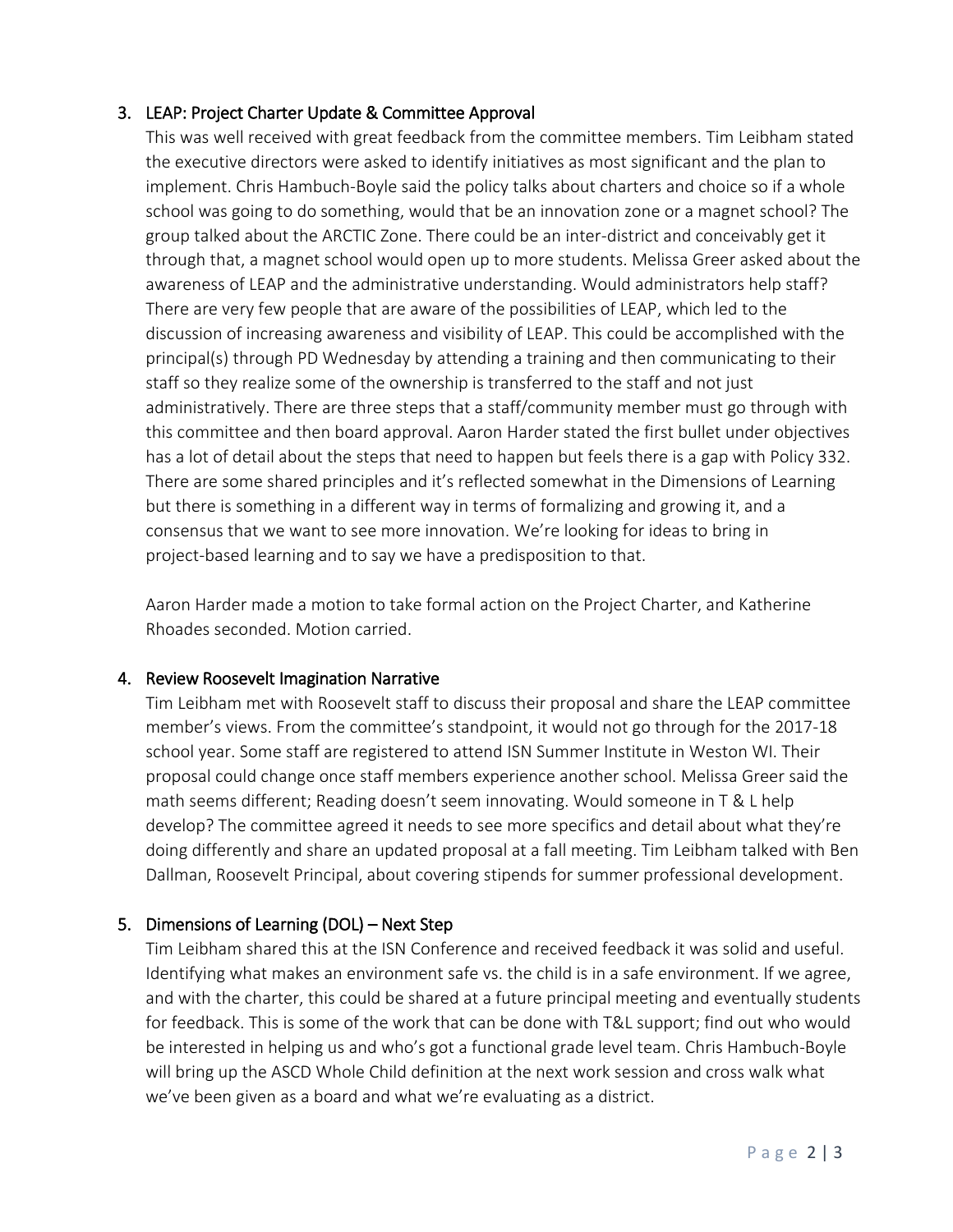3. LEAP: Project Charter Update & Committee Approval

   This was well received with great feedback from the committee members. Tim Leibham stated the executive directors were asked to identify initiatives as most significant and the plan to implement. Chris Hambuch-Boyle said the policy talks about charters and choice so if a whole school was going to do something, would that be an innovation zone or a magnet school? The group talked about the ARCTIC Zone. There could be an inter-district and conceivably get it through that, a magnet school would open up to more students. Melissa Greer asked about the awareness of LEAP and the administrative understanding. Would administrators help staff? There are very few people that are aware of the possibilities of LEAP, which led to the discussion of increasing awareness and visibility of LEAP. This could be accomplished with the principal(s) through PD Wednesday by attending a training and then communicating to their staff so they realize some of the ownership is transferred to the staff and not just administratively. There are three steps that a staff/community member must go through with this committee and then board approval. Aaron Harder stated the first bullet under objectives has a lot of detail about the steps that need to happen but feels there is a gap with Policy 332. There are some shared principles and it's reflected somewhat in the Dimensions of Learning but there is something in a different way in terms of formalizing and growing it, and a consensus that we want to see more innovation. We're looking for ideas to bring in project-based learning and to say we have a predisposition to that.

   Aaron Harder made a motion to take formal action on the Project Charter, and Katherine Rhoades seconded. Motion carried.

4. Review Roosevelt Imagination Narrative

   Tim Leibham met with Roosevelt staff to discuss their proposal and share the LEAP committee member's views. From the committee's standpoint, it would not go through for the 2017-18 school year. Some staff are registered to attend ISN Summer Institute in Weston WI. Their proposal could change once staff members experience another school. Melissa Greer said the math seems different; Reading doesn't seem innovating. Would someone in T & L help develop? The committee agreed it needs to see more specifics and detail about what they're doing differently and share an updated proposal at a fall meeting. Tim Leibham talked with Ben Dallman, Roosevelt Principal, about covering stipends for summer professional development.

5. Dimensions of Learning (DOL) – Next Step

   Tim Leibham shared this at the ISN Conference and received feedback it was solid and useful. Identifying what makes an environment safe vs. the child is in a safe environment. If we agree, and with the charter, this could be shared at a future principal meeting and eventually students for feedback. This is some of the work that can be done with T&L support; find out who would be interested in helping us and who's got a functional grade level team. Chris Hambuch-Boyle will bring up the ASCD Whole Child definition at the next work session and cross walk what we've been given as a board and what we're evaluating as a district.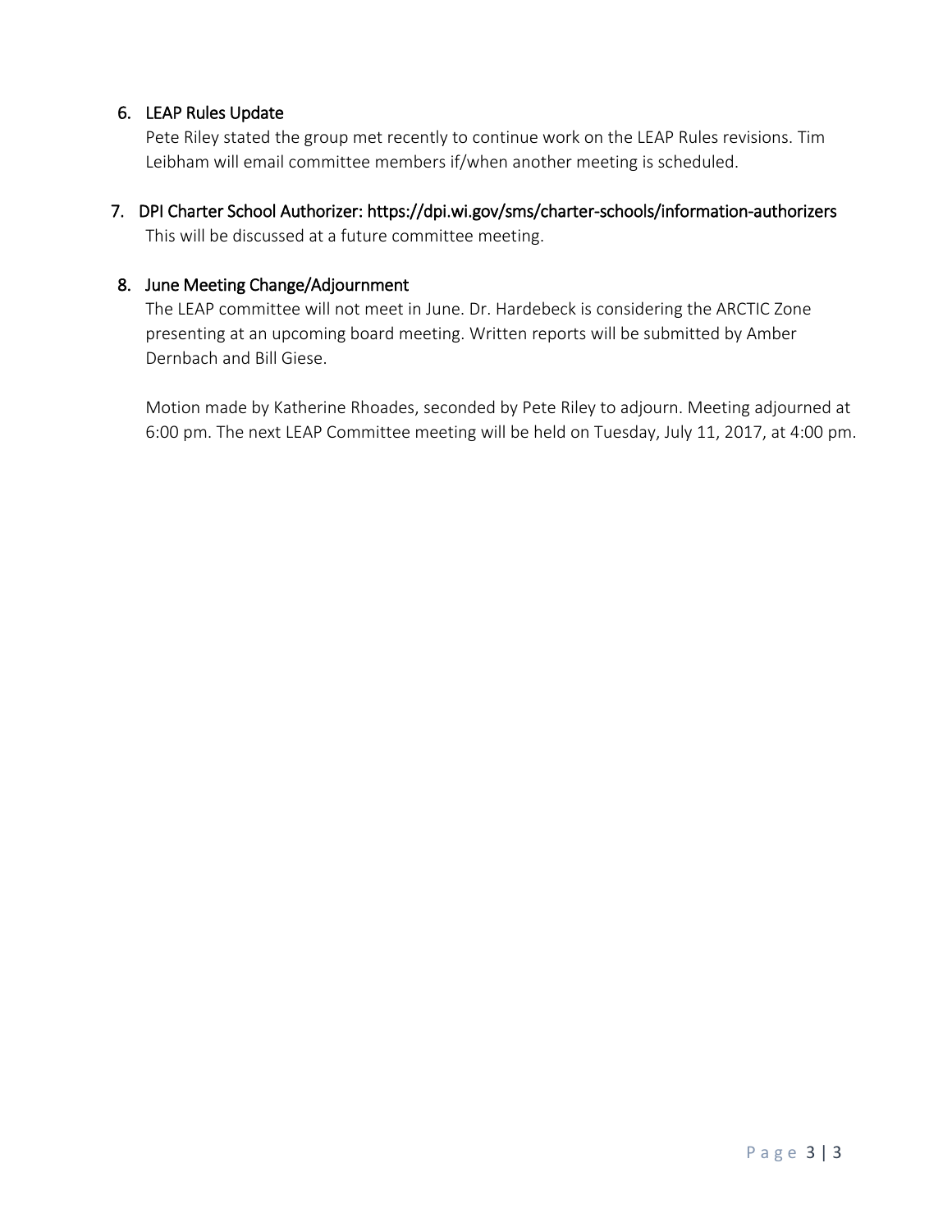6. LEAP Rules Update

   Pete Riley stated the group met recently to continue work on the LEAP Rules revisions. Tim Leibham will email committee members if/when another meeting is scheduled.

7. DPI Charter School Authorizer: https://dpi.wi.gov/sms/charter-schools/information-authorizers

   This will be discussed at a future committee meeting.

8. June Meeting Change/Adjournment

   The LEAP committee will not meet in June. Dr. Hardebeck is considering the ARCTIC Zone presenting at an upcoming board meeting. Written reports will be submitted by Amber Dernbach and Bill Giese.

   Motion made by Katherine Rhoades, seconded by Pete Riley to adjourn. Meeting adjourned at 6:00 pm. The next LEAP Committee meeting will be held on Tuesday, July 11, 2017, at 4:00 pm.